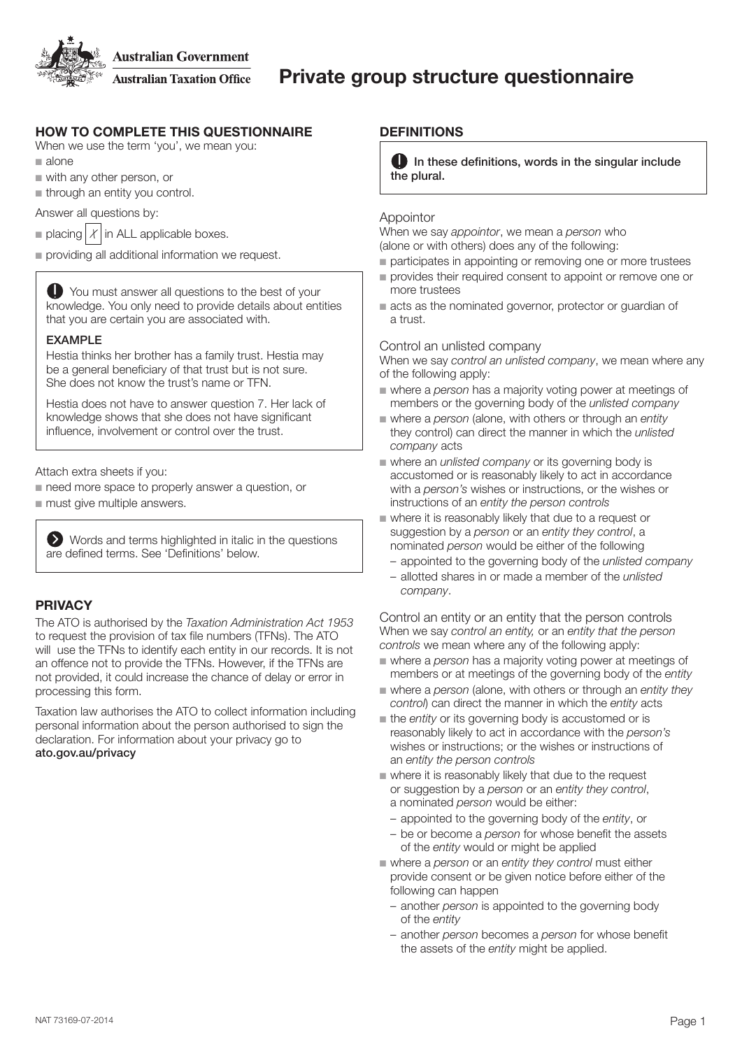Australian Government
Australian Taxation Office

# Private group structure questionnaire

## HOW TO COMPLETE THIS QUESTIONNAIRE

When we use the term 'you', we mean you:

- alone
- with any other person, or
- through an entity you control.

Answer all questions by:

- placing X in ALL applicable boxes.
- providing all additional information we request.

> You must answer all questions to the best of your knowledge. You only need to provide details about entities that you are certain you are associated with.
>
> **EXAMPLE**
>
> Hestia thinks her brother has a family trust. Hestia may be a general beneficiary of that trust but is not sure. She does not know the trust's name or TFN.
>
> Hestia does not have to answer question 7. Her lack of knowledge shows that she does not have significant influence, involvement or control over the trust.

Attach extra sheets if you:

- need more space to properly answer a question, or
- must give multiple answers.

> Words and terms highlighted in italic in the questions are defined terms. See 'Definitions' below.

## PRIVACY

The ATO is authorised by the *Taxation Administration Act 1953* to request the provision of tax file numbers (TFNs). The ATO will use the TFNs to identify each entity in our records. It is not an offence not to provide the TFNs. However, if the TFNs are not provided, it could increase the chance of delay or error in processing this form.

Taxation law authorises the ATO to collect information including personal information about the person authorised to sign the declaration. For information about your privacy go to **ato.gov.au/privacy**

## DEFINITIONS

> **In these definitions, words in the singular include the plural.**

### Appointor

When we say *appointor*, we mean a *person* who (alone or with others) does any of the following:

- participates in appointing or removing one or more trustees
- provides their required consent to appoint or remove one or more trustees
- acts as the nominated governor, protector or guardian of a trust.

### Control an unlisted company

When we say *control an unlisted company*, we mean where any of the following apply:

- where a *person* has a majority voting power at meetings of members or the governing body of the *unlisted company*
- where a *person* (alone, with others or through an *entity* they control) can direct the manner in which the *unlisted company* acts
- where an *unlisted company* or its governing body is accustomed or is reasonably likely to act in accordance with a *person's* wishes or instructions, or the wishes or instructions of an *entity the person controls*
- where it is reasonably likely that due to a request or suggestion by a *person* or an *entity they control*, a nominated *person* would be either of the following
  - appointed to the governing body of the *unlisted company*
  - allotted shares in or made a member of the *unlisted company*.

### Control an entity or an entity that the person controls

When we say *control an entity,* or an *entity that the person controls* we mean where any of the following apply:

- where a *person* has a majority voting power at meetings of members or at meetings of the governing body of the *entity*
- where a *person* (alone, with others or through an *entity they control*) can direct the manner in which the *entity* acts
- the *entity* or its governing body is accustomed or is reasonably likely to act in accordance with the *person's* wishes or instructions; or the wishes or instructions of an *entity the person controls*
- where it is reasonably likely that due to the request or suggestion by a *person* or an *entity they control*, a nominated *person* would be either:
  - appointed to the governing body of the *entity*, or
  - be or become a *person* for whose benefit the assets of the *entity* would or might be applied
- where a *person* or an *entity they control* must either provide consent or be given notice before either of the following can happen
  - another *person* is appointed to the governing body of the *entity*
  - another *person* becomes a *person* for whose benefit the assets of the *entity* might be applied.

NAT 73169-07-2014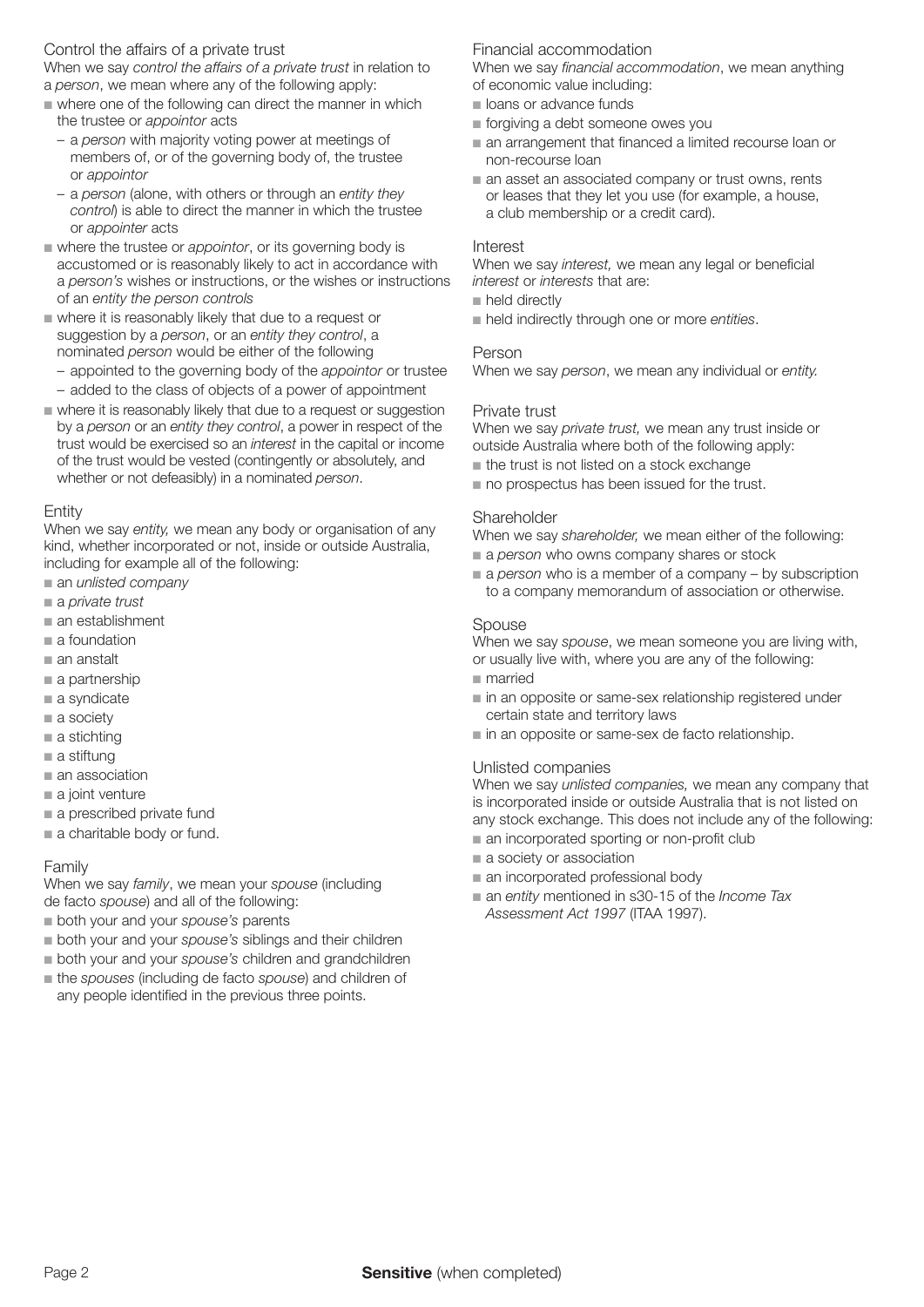### Control the affairs of a private trust

When we say *control the affairs of a private trust* in relation to a *person*, we mean where any of the following apply:

- where one of the following can direct the manner in which the trustee or *appointor* acts
  - a *person* with majority voting power at meetings of members of, or of the governing body of, the trustee or *appointor*
  - a *person* (alone, with others or through an *entity they control*) is able to direct the manner in which the trustee or *appointer* acts
- where the trustee or *appointor*, or its governing body is accustomed or is reasonably likely to act in accordance with a *person's* wishes or instructions, or the wishes or instructions of an *entity the person controls*
- where it is reasonably likely that due to a request or suggestion by a *person*, or an *entity they control*, a nominated *person* would be either of the following
  - appointed to the governing body of the *appointor* or trustee
  - added to the class of objects of a power of appointment
- where it is reasonably likely that due to a request or suggestion by a *person* or an *entity they control*, a power in respect of the trust would be exercised so an *interest* in the capital or income of the trust would be vested (contingently or absolutely, and whether or not defeasibly) in a nominated *person*.

### Entity

When we say *entity,* we mean any body or organisation of any kind, whether incorporated or not, inside or outside Australia, including for example all of the following:

- an *unlisted company*
- a *private trust*
- an establishment
- a foundation
- an anstalt
- a partnership
- a syndicate
- a society
- a stichting
- a stiftung
- an association
- a joint venture
- a prescribed private fund
- a charitable body or fund.

### Family

When we say *family*, we mean your *spouse* (including de facto *spouse*) and all of the following:

- both your and your *spouse's* parents
- both your and your *spouse's* siblings and their children
- both your and your *spouse's* children and grandchildren
- the *spouses* (including de facto *spouse*) and children of any people identified in the previous three points.

### Financial accommodation

When we say *financial accommodation*, we mean anything of economic value including:

- loans or advance funds
- forgiving a debt someone owes you
- an arrangement that financed a limited recourse loan or non-recourse loan
- an asset an associated company or trust owns, rents or leases that they let you use (for example, a house, a club membership or a credit card).

### Interest

When we say *interest,* we mean any legal or beneficial *interest* or *interests* that are:

- held directly
- held indirectly through one or more *entities*.

### Person

When we say *person*, we mean any individual or *entity.*

### Private trust

When we say *private trust,* we mean any trust inside or outside Australia where both of the following apply:

- the trust is not listed on a stock exchange
- no prospectus has been issued for the trust.

### Shareholder

When we say *shareholder,* we mean either of the following:

- a *person* who owns company shares or stock
- a *person* who is a member of a company – by subscription to a company memorandum of association or otherwise.

### Spouse

When we say *spouse*, we mean someone you are living with, or usually live with, where you are any of the following:

- married
- in an opposite or same-sex relationship registered under certain state and territory laws
- in an opposite or same-sex de facto relationship.

### Unlisted companies

When we say *unlisted companies,* we mean any company that is incorporated inside or outside Australia that is not listed on any stock exchange. This does not include any of the following:

- an incorporated sporting or non-profit club
- a society or association
- an incorporated professional body
- an *entity* mentioned in s30-15 of the *Income Tax Assessment Act 1997* (ITAA 1997).

**Sensitive** (when completed)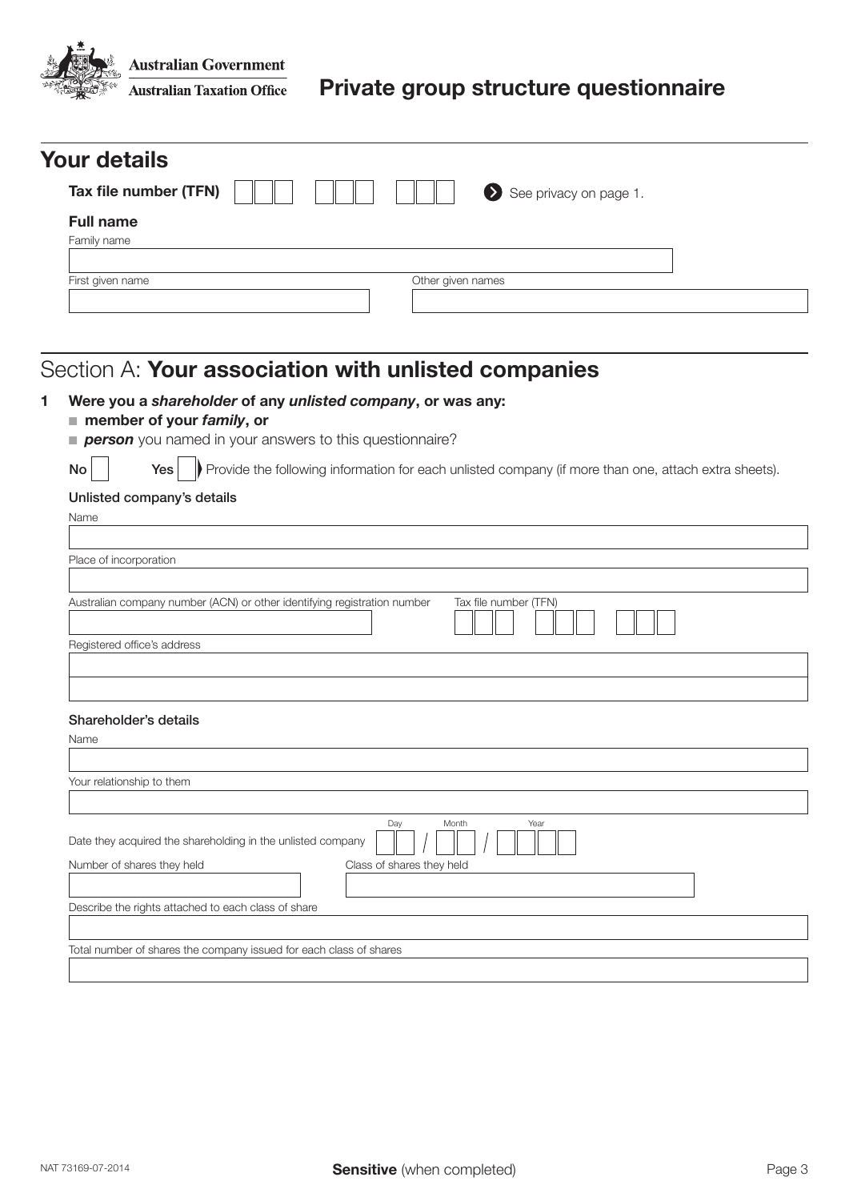Australian Government
Australian Taxation Office

# Private group structure questionnaire

## Your details

**Tax file number (TFN)** [ ] [ ] [ ] [ ] [ ] [ ] [ ] [ ] [ ] See privacy on page 1.

**Full name**

Family name

First given name

Other given names

## Section A: **Your association with unlisted companies**

**1 Were you a *shareholder* of any *unlisted company*, or was any:**

- **member of your *family*, or**
- ***person*** you named in your answers to this questionnaire?

No [ ] Yes [ ] Provide the following information for each unlisted company (if more than one, attach extra sheets).

Unlisted company's details

Name

Place of incorporation

Australian company number (ACN) or other identifying registration number

Tax file number (TFN)

Registered office's address

Shareholder's details

Name

Your relationship to them

Date they acquired the shareholding in the unlisted company Day / Month / Year

Number of shares they held

Class of shares they held

Describe the rights attached to each class of share

Total number of shares the company issued for each class of shares

NAT 73169-07-2014

**Sensitive** (when completed)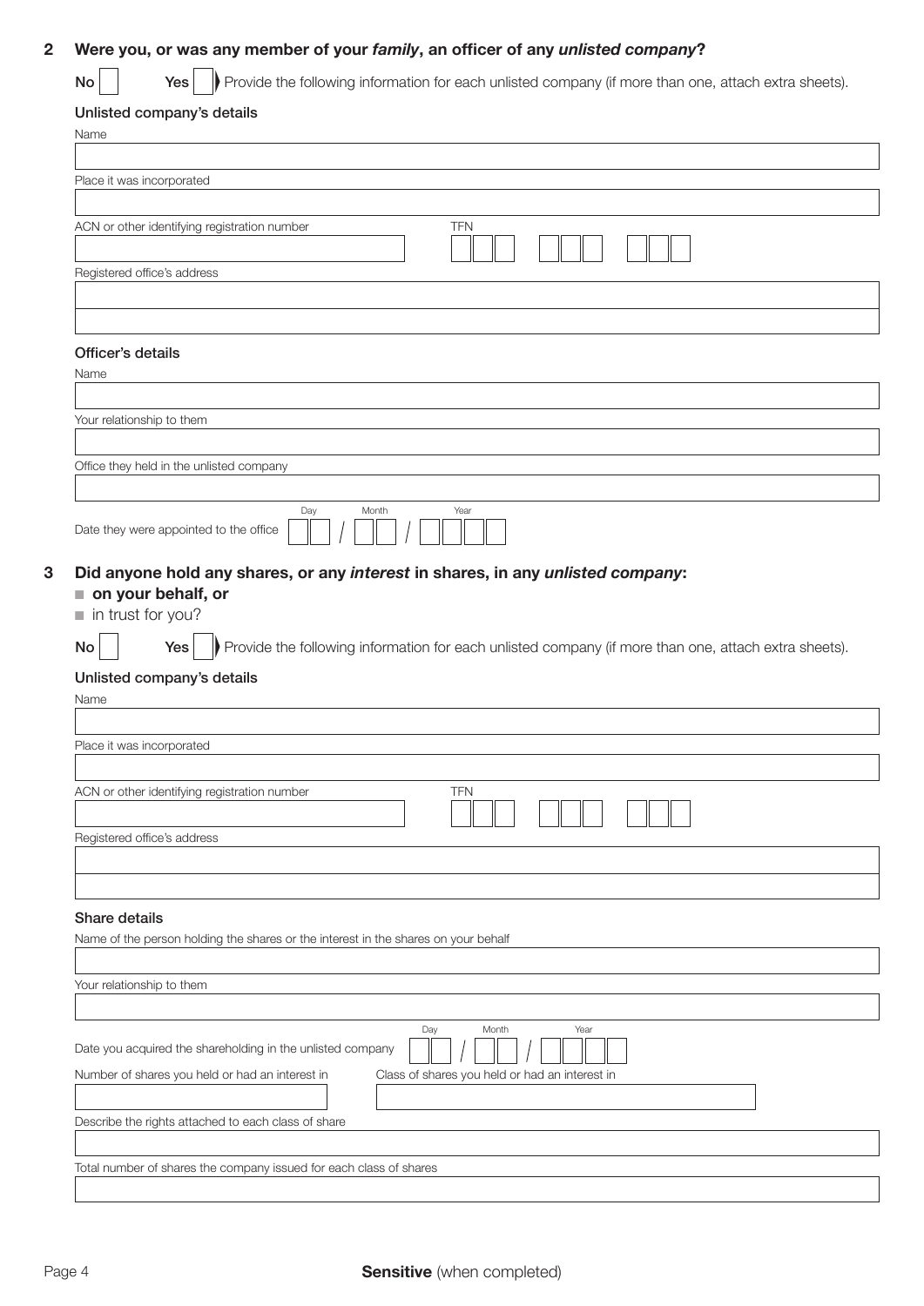## 2 Were you, or was any member of your *family*, an officer of any *unlisted company*?

No ☐ Yes ☐ Provide the following information for each unlisted company (if more than one, attach extra sheets).

### Unlisted company's details

Name

Place it was incorporated

ACN or other identifying registration number

TFN

Registered office's address

### Officer's details

Name

Your relationship to them

Office they held in the unlisted company

Date they were appointed to the office Day / Month / Year

## 3 Did anyone hold any shares, or any *interest* in shares, in any *unlisted company*:

- **on your behalf, or**
- in trust for you?

No ☐ Yes ☐ Provide the following information for each unlisted company (if more than one, attach extra sheets).

### Unlisted company's details

Name

Place it was incorporated

ACN or other identifying registration number

TFN

Registered office's address

### Share details

Name of the person holding the shares or the interest in the shares on your behalf

Your relationship to them

Date you acquired the shareholding in the unlisted company Day / Month / Year

Number of shares you held or had an interest in

Class of shares you held or had an interest in

Describe the rights attached to each class of share

Total number of shares the company issued for each class of shares

**Sensitive** (when completed)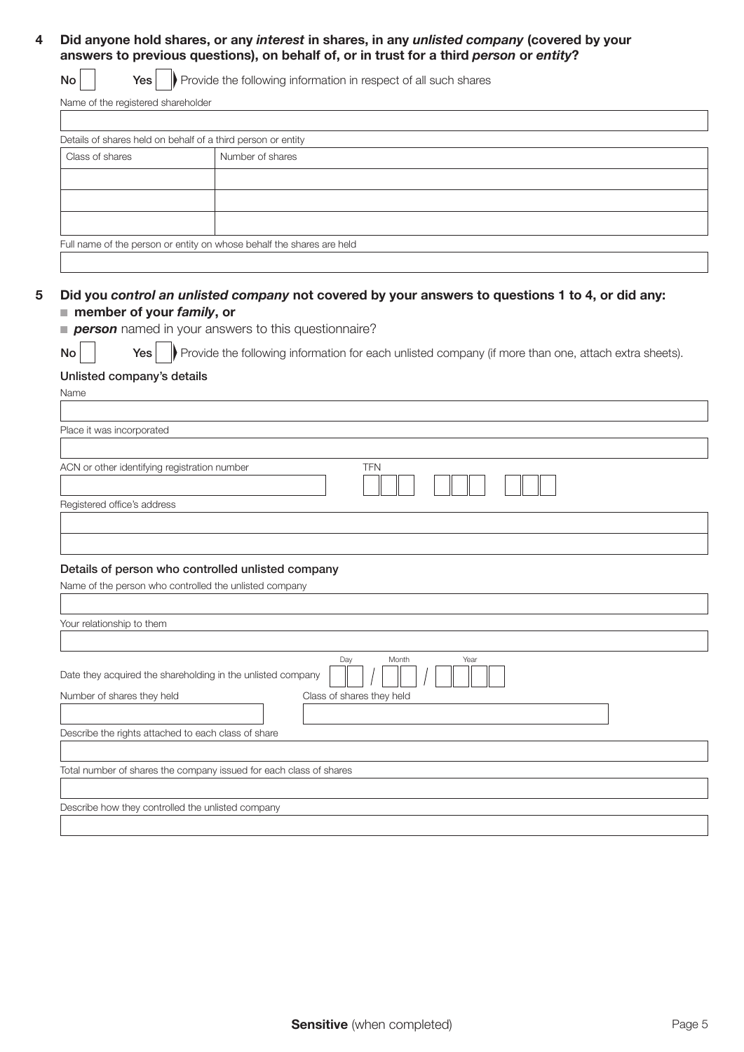**4 Did anyone hold shares, or any *interest* in shares, in any *unlisted company* (covered by your answers to previous questions), on behalf of, or in trust for a third *person* or *entity*?**

No ☐ Yes ☐ Provide the following information in respect of all such shares

Name of the registered shareholder

Details of shares held on behalf of a third person or entity

| Class of shares | Number of shares |
|---|---|
| | |
| | |
| | |

Full name of the person or entity on whose behalf the shares are held

**5 Did you *control an unlisted company* not covered by your answers to questions 1 to 4, or did any:**

- **member of your *family*, or**
- ***person*** named in your answers to this questionnaire?

No ☐ Yes ☐ Provide the following information for each unlisted company (if more than one, attach extra sheets).

**Unlisted company's details**

Name

Place it was incorporated

ACN or other identifying registration number

TFN

Registered office's address

**Details of person who controlled unlisted company**

Name of the person who controlled the unlisted company

Your relationship to them

Date they acquired the shareholding in the unlisted company Day / Month / Year

Number of shares they held

Class of shares they held

Describe the rights attached to each class of share

Total number of shares the company issued for each class of shares

Describe how they controlled the unlisted company

**Sensitive** (when completed)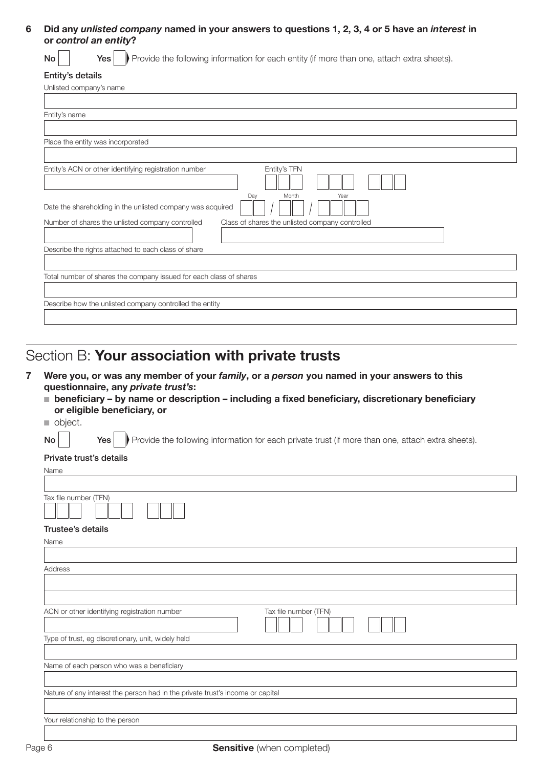**6 Did any *unlisted company* named in your answers to questions 1, 2, 3, 4 or 5 have an *interest* in or *control an entity*?**

No [ ] Yes [ ] Provide the following information for each entity (if more than one, attach extra sheets).

**Entity's details**

Unlisted company's name

Entity's name

Place the entity was incorporated

Entity's ACN or other identifying registration number

Entity's TFN

Date the shareholding in the unlisted company was acquired (Day / Month / Year)

Number of shares the unlisted company controlled

Class of shares the unlisted company controlled

Describe the rights attached to each class of share

Total number of shares the company issued for each class of shares

Describe how the unlisted company controlled the entity

## Section B: **Your association with private trusts**

**7 Were you, or was any member of your *family*, or a *person* you named in your answers to this questionnaire, any *private trust's*:**

- **beneficiary – by name or description – including a fixed beneficiary, discretionary beneficiary or eligible beneficiary, or**
- object.

No [ ] Yes [ ] Provide the following information for each private trust (if more than one, attach extra sheets).

**Private trust's details**

Name

Tax file number (TFN)

**Trustee's details**

Name

Address

ACN or other identifying registration number

Tax file number (TFN)

Type of trust, eg discretionary, unit, widely held

Name of each person who was a beneficiary

Nature of any interest the person had in the private trust's income or capital

Your relationship to the person

**Sensitive** (when completed)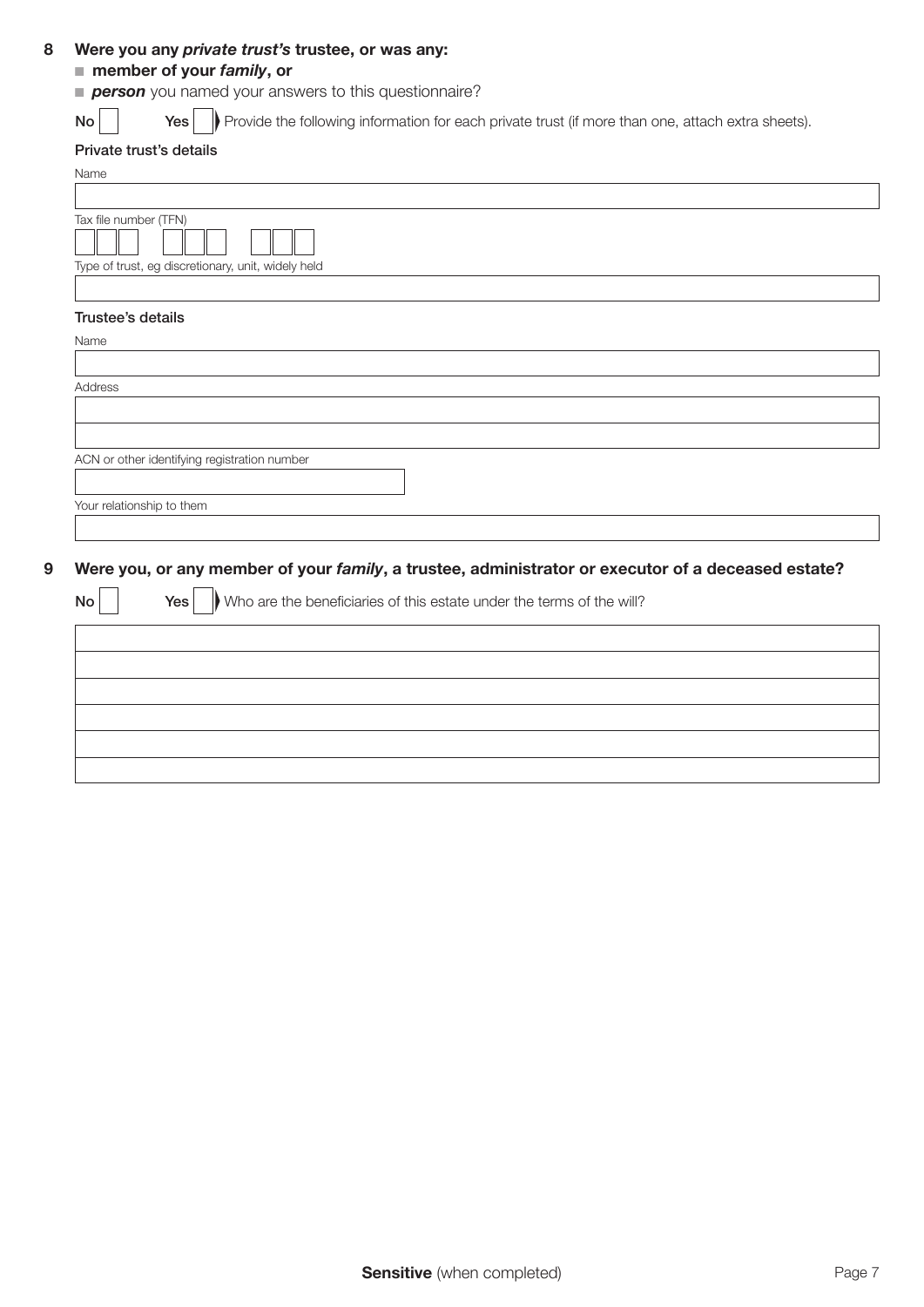**8 Were you any *private trust's* trustee, or was any:**

- **member of your *family*, or**
- ***person*** you named your answers to this questionnaire?

No ☐ Yes ☐ Provide the following information for each private trust (if more than one, attach extra sheets).

**Private trust's details**

Name

Tax file number (TFN)

Type of trust, eg discretionary, unit, widely held

**Trustee's details**

Name

Address

ACN or other identifying registration number

Your relationship to them

**9 Were you, or any member of your *family*, a trustee, administrator or executor of a deceased estate?**

No ☐ Yes ☐ Who are the beneficiaries of this estate under the terms of the will?

**Sensitive** (when completed)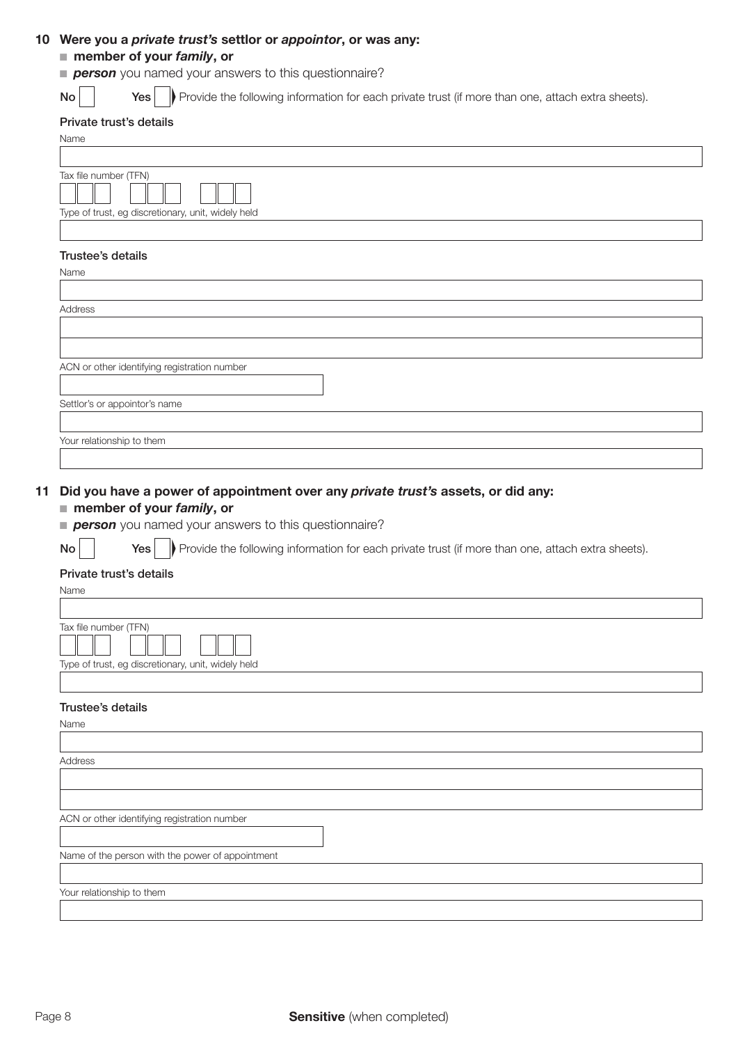## 10 Were you a *private trust's* settlor or *appointor*, or was any:

- **member of your *family*, or**
- ***person*** you named your answers to this questionnaire?

No ☐ Yes ☐ ▶ Provide the following information for each private trust (if more than one, attach extra sheets).

### Private trust's details

Name

Tax file number (TFN)

Type of trust, eg discretionary, unit, widely held

### Trustee's details

Name

Address

ACN or other identifying registration number

Settlor's or appointor's name

Your relationship to them

## 11 Did you have a power of appointment over any *private trust's* assets, or did any:

- **member of your *family*, or**
- ***person*** you named your answers to this questionnaire?

No ☐ Yes ☐ ▶ Provide the following information for each private trust (if more than one, attach extra sheets).

### Private trust's details

Name

Tax file number (TFN)

Type of trust, eg discretionary, unit, widely held

### Trustee's details

Name

Address

ACN or other identifying registration number

Name of the person with the power of appointment

Your relationship to them

**Sensitive** (when completed)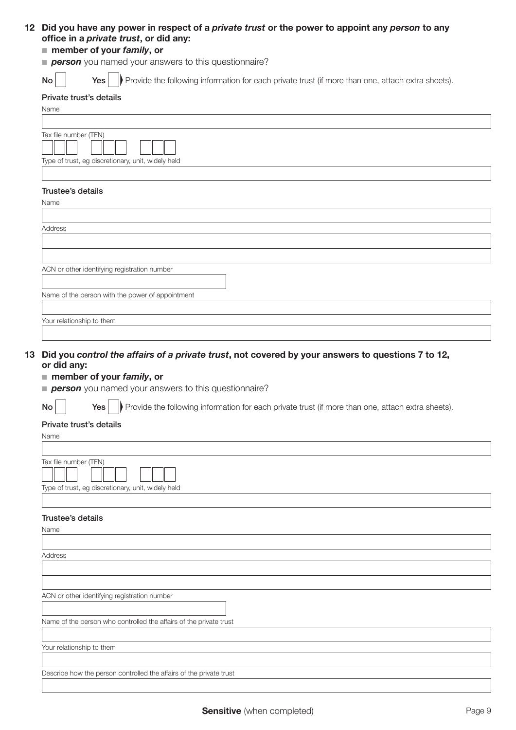**12 Did you have any power in respect of a *private trust* or the power to appoint any *person* to any office in a *private trust*, or did any:**

- **member of your *family*, or**
- ***person*** you named your answers to this questionnaire?

No ☐ Yes ☐ Provide the following information for each private trust (if more than one, attach extra sheets).

**Private trust's details**

Name

Tax file number (TFN)

Type of trust, eg discretionary, unit, widely held

**Trustee's details**

Name

Address

ACN or other identifying registration number

Name of the person with the power of appointment

Your relationship to them

**13 Did you *control the affairs of a private trust*, not covered by your answers to questions 7 to 12, or did any:**

- **member of your *family*, or**
- ***person*** you named your answers to this questionnaire?

No ☐ Yes ☐ Provide the following information for each private trust (if more than one, attach extra sheets).

**Private trust's details**

Name

Tax file number (TFN)

Type of trust, eg discretionary, unit, widely held

**Trustee's details**

Name

Address

ACN or other identifying registration number

Name of the person who controlled the affairs of the private trust

Your relationship to them

Describe how the person controlled the affairs of the private trust

**Sensitive** (when completed)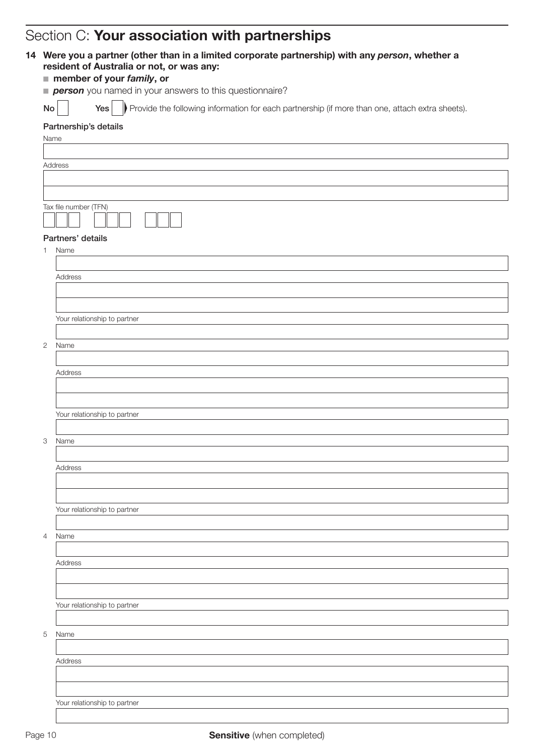# Section C: **Your association with partnerships**

**14 Were you a partner (other than in a limited corporate partnership) with any *person*, whether a resident of Australia or not, or was any:**

- **member of your *family*, or**
- ***person*** you named in your answers to this questionnaire?

**No** ☐ **Yes** ☐ Provide the following information for each partnership (if more than one, attach extra sheets).

**Partnership's details**

Name

Address

Tax file number (TFN)

**Partners' details**

1 Name

Address

Your relationship to partner

2 Name

Address

Your relationship to partner

3 Name

Address

Your relationship to partner

4 Name

Address

Your relationship to partner

5 Name

Address

Your relationship to partner

**Sensitive** (when completed)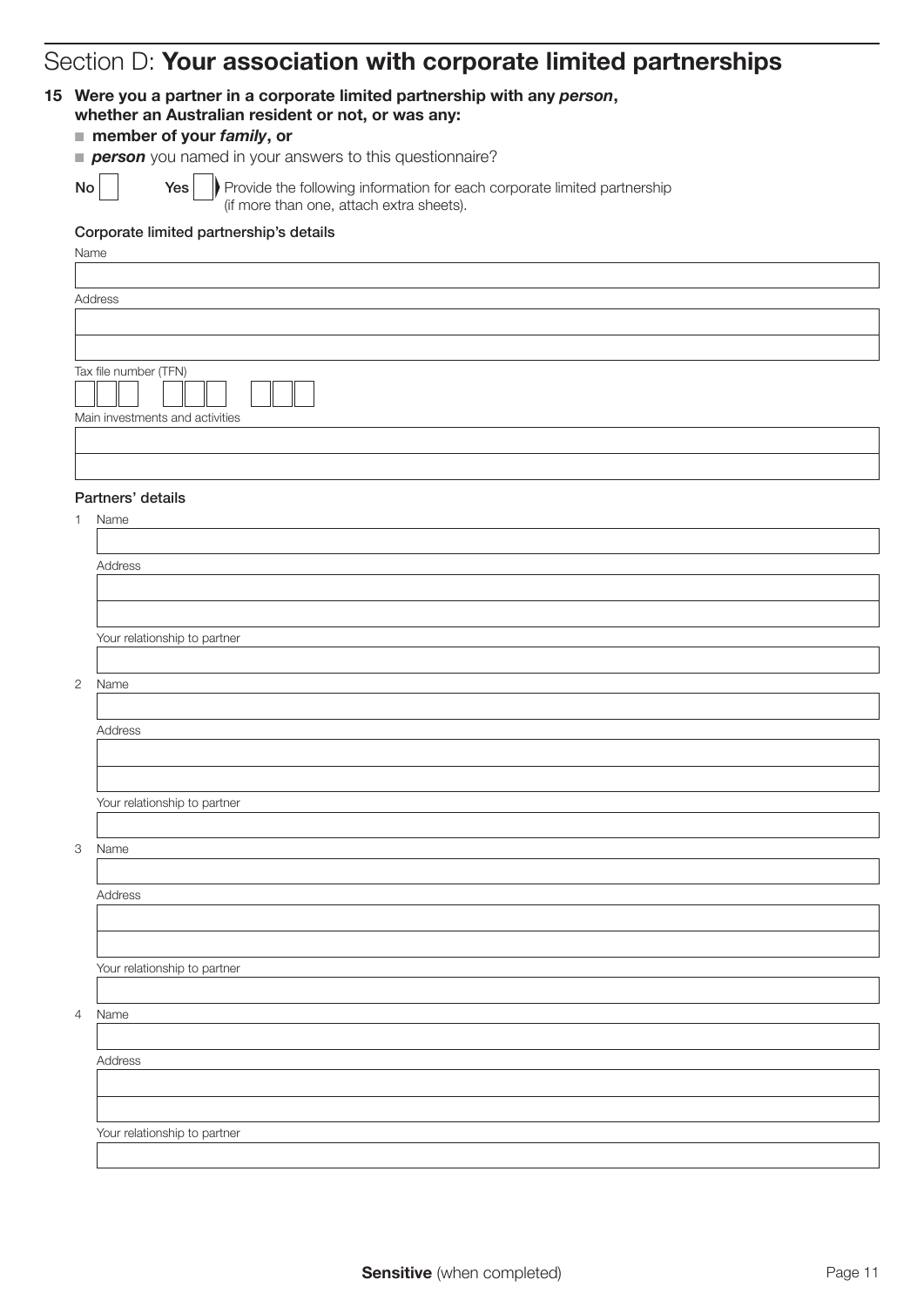# Section D: **Your association with corporate limited partnerships**

**15 Were you a partner in a corporate limited partnership with any *person*, whether an Australian resident or not, or was any:**

- **member of your *family*, or**
- ***person*** you named in your answers to this questionnaire?

No [ ] Yes [ ] Provide the following information for each corporate limited partnership (if more than one, attach extra sheets).

**Corporate limited partnership's details**

Name

Address

Tax file number (TFN)

Main investments and activities

**Partners' details**

1 Name

Address

Your relationship to partner

2 Name

Address

Your relationship to partner

3 Name

Address

Your relationship to partner

4 Name

Address

Your relationship to partner

**Sensitive** (when completed)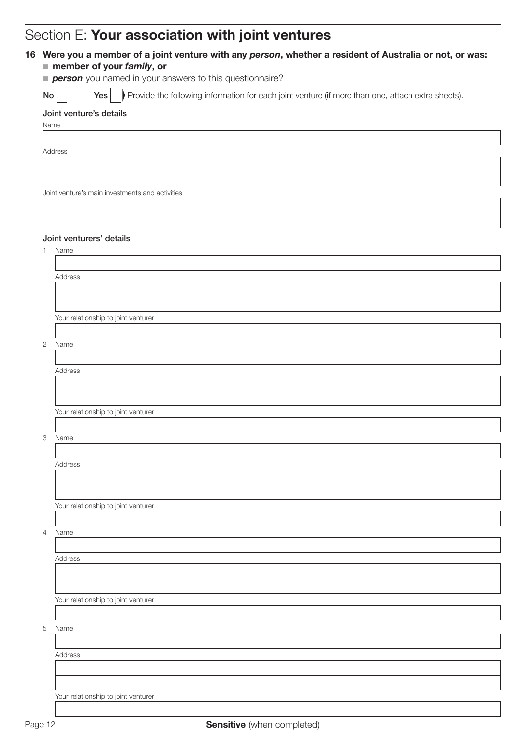## Section E: **Your association with joint ventures**

**16 Were you a member of a joint venture with any *person*, whether a resident of Australia or not, or was:**

- **member of your *family*, or**
- ***person*** you named in your answers to this questionnaire?

**No** ☐ **Yes** ☐ Provide the following information for each joint venture (if more than one, attach extra sheets).

**Joint venture's details**

Name

Address

Joint venture's main investments and activities

**Joint venturers' details**

1 Name

Address

Your relationship to joint venturer

2 Name

Address

Your relationship to joint venturer

3 Name

Address

Your relationship to joint venturer

4 Name

Address

Your relationship to joint venturer

5 Name

Address

Your relationship to joint venturer

**Sensitive** (when completed)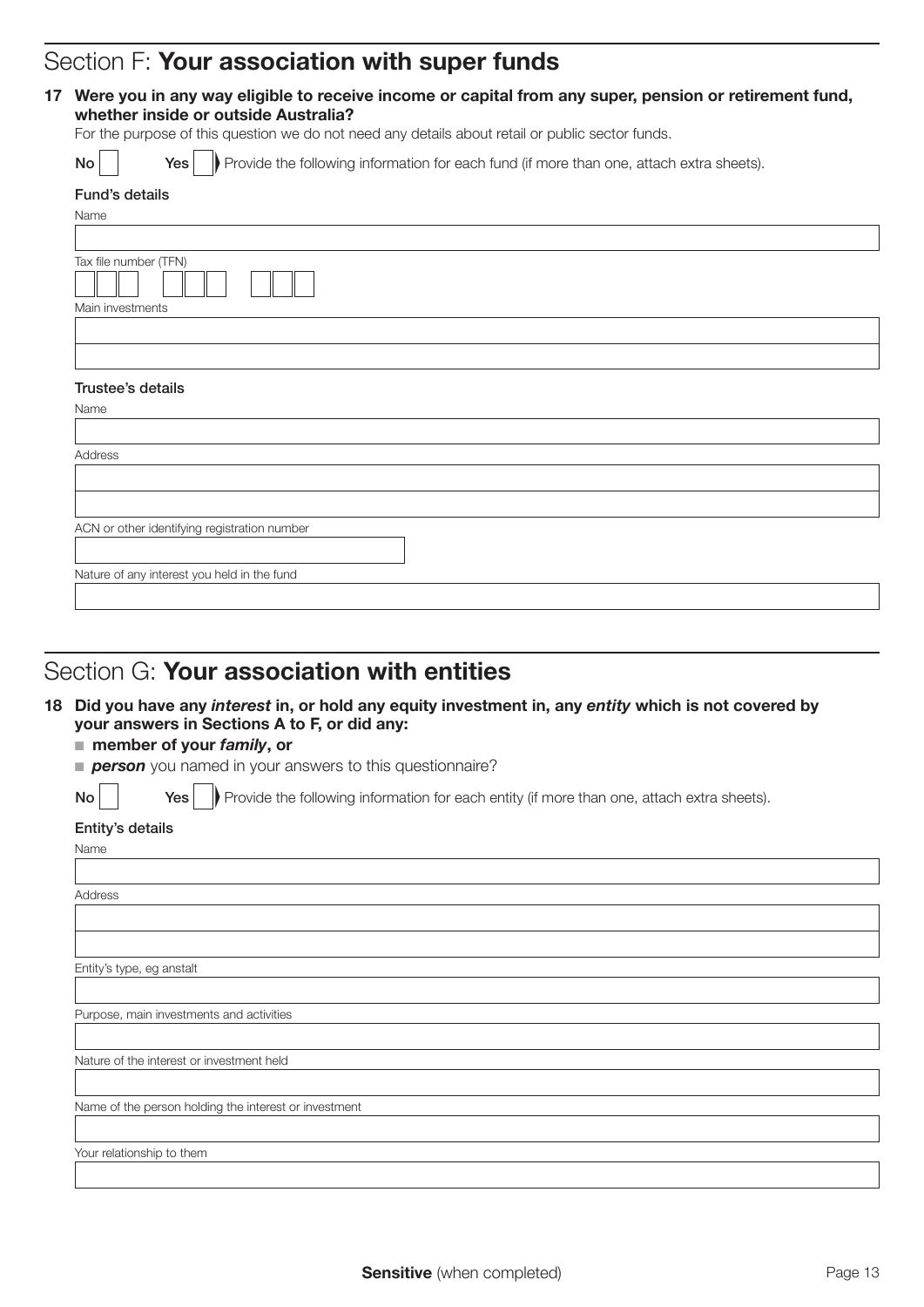## Section F: **Your association with super funds**

**17 Were you in any way eligible to receive income or capital from any super, pension or retirement fund, whether inside or outside Australia?**

For the purpose of this question we do not need any details about retail or public sector funds.

**No** ☐ **Yes** ☐ Provide the following information for each fund (if more than one, attach extra sheets).

**Fund's details**

Name

Tax file number (TFN)

Main investments

**Trustee's details**

Name

Address

ACN or other identifying registration number

Nature of any interest you held in the fund

## Section G: **Your association with entities**

**18 Did you have any *interest* in, or hold any equity investment in, any *entity* which is not covered by your answers in Sections A to F, or did any:**

- **member of your *family*, or**
- ***person*** you named in your answers to this questionnaire?

**No** ☐ **Yes** ☐ Provide the following information for each entity (if more than one, attach extra sheets).

**Entity's details**

Name

Address

Entity's type, eg anstalt

Purpose, main investments and activities

Nature of the interest or investment held

Name of the person holding the interest or investment

Your relationship to them

**Sensitive** (when completed)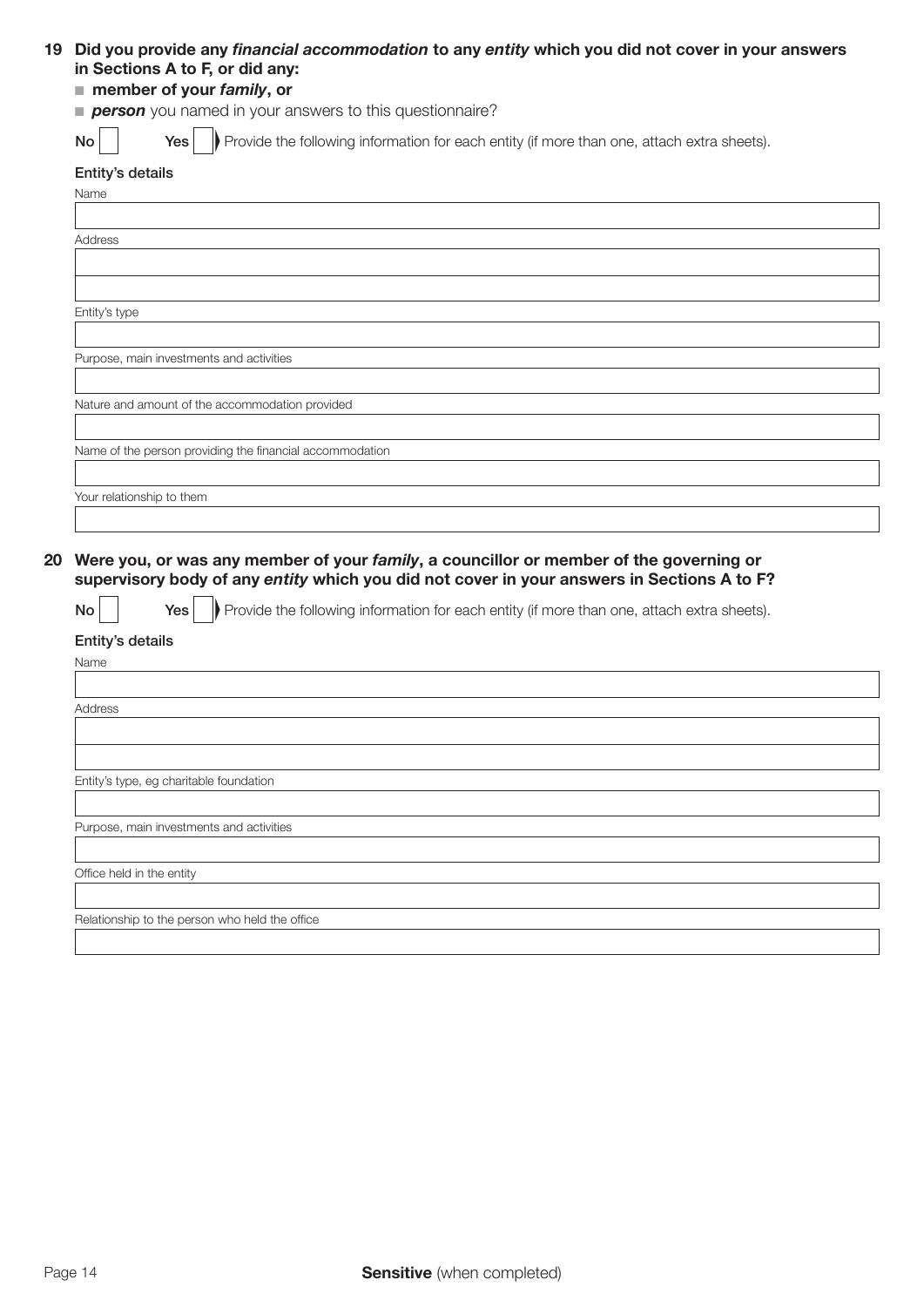**19 Did you provide any *financial accommodation* to any *entity* which you did not cover in your answers in Sections A to F, or did any:**

- **member of your *family*, or**
- ***person*** you named in your answers to this questionnaire?

No ☐ Yes ☐ ⟩ Provide the following information for each entity (if more than one, attach extra sheets).

**Entity's details**

Name

Address

Entity's type

Purpose, main investments and activities

Nature and amount of the accommodation provided

Name of the person providing the financial accommodation

Your relationship to them

**20 Were you, or was any member of your *family*, a councillor or member of the governing or supervisory body of any *entity* which you did not cover in your answers in Sections A to F?**

No ☐ Yes ☐ ⟩ Provide the following information for each entity (if more than one, attach extra sheets).

**Entity's details**

Name

Address

Entity's type, eg charitable foundation

Purpose, main investments and activities

Office held in the entity

Relationship to the person who held the office

**Sensitive** (when completed)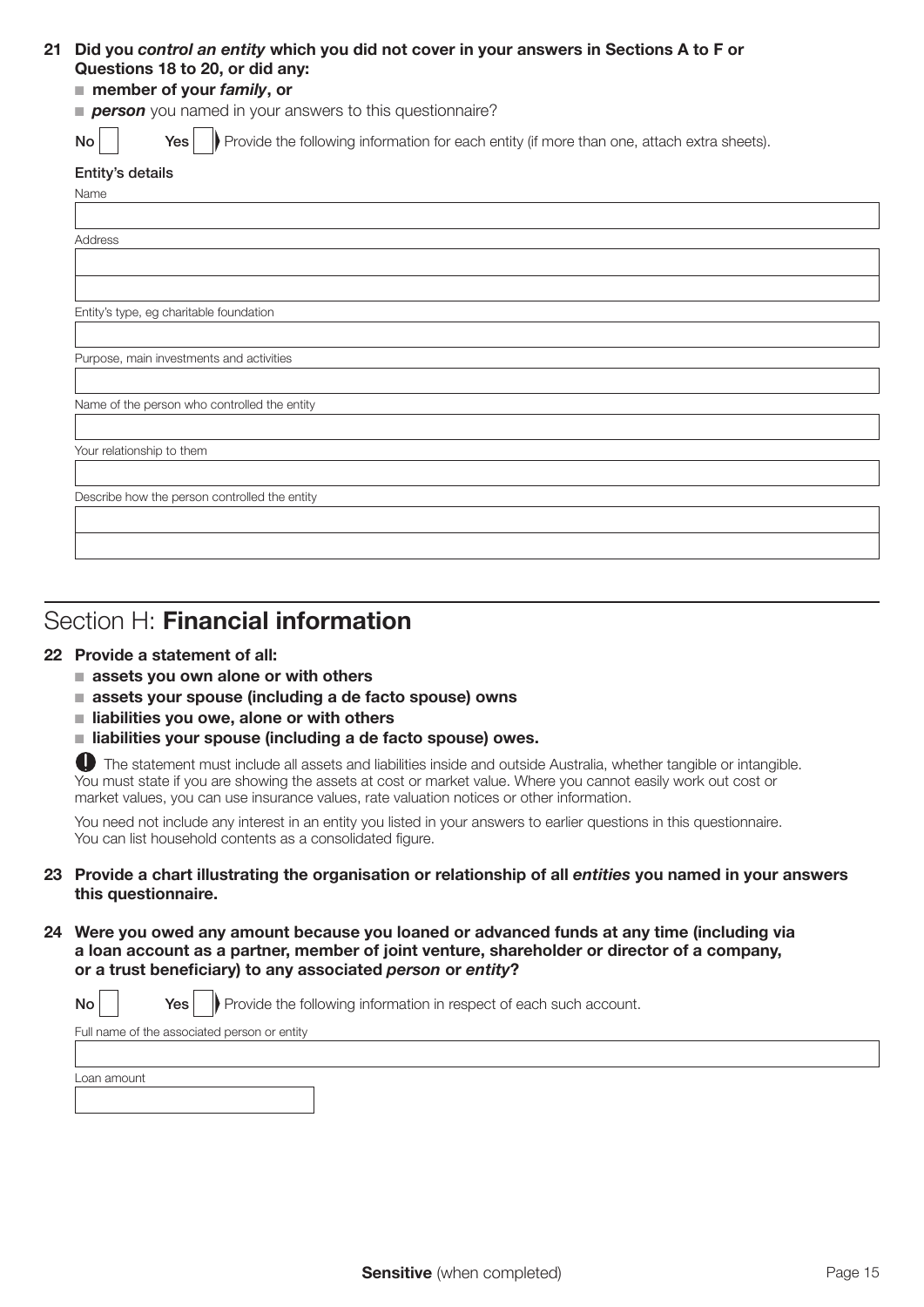**21 Did you *control an entity* which you did not cover in your answers in Sections A to F or Questions 18 to 20, or did any:**

- **member of your *family*, or**
- ***person*** you named in your answers to this questionnaire?

No ☐ Yes ☐ Provide the following information for each entity (if more than one, attach extra sheets).

**Entity's details**

Name

Address

Entity's type, eg charitable foundation

Purpose, main investments and activities

Name of the person who controlled the entity

Your relationship to them

Describe how the person controlled the entity

## Section H: **Financial information**

**22 Provide a statement of all:**

- **assets you own alone or with others**
- **assets your spouse (including a de facto spouse) owns**
- **liabilities you owe, alone or with others**
- **liabilities your spouse (including a de facto spouse) owes.**

The statement must include all assets and liabilities inside and outside Australia, whether tangible or intangible. You must state if you are showing the assets at cost or market value. Where you cannot easily work out cost or market values, you can use insurance values, rate valuation notices or other information.

You need not include any interest in an entity you listed in your answers to earlier questions in this questionnaire. You can list household contents as a consolidated figure.

**23 Provide a chart illustrating the organisation or relationship of all *entities* you named in your answers this questionnaire.**

**24 Were you owed any amount because you loaned or advanced funds at any time (including via a loan account as a partner, member of joint venture, shareholder or director of a company, or a trust beneficiary) to any associated *person* or *entity*?**

No ☐ Yes ☐ Provide the following information in respect of each such account.

Full name of the associated person or entity

Loan amount

**Sensitive** (when completed)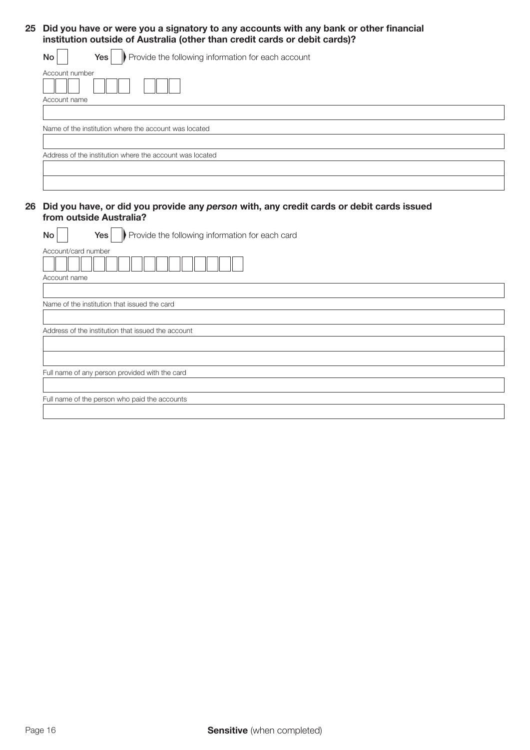**25 Did you have or were you a signatory to any accounts with any bank or other financial institution outside of Australia (other than credit cards or debit cards)?**

No ☐ Yes ☐ ▶ Provide the following information for each account

Account number

☐☐☐ ☐☐☐ ☐☐☐

Account name

Name of the institution where the account was located

Address of the institution where the account was located

**26 Did you have, or did you provide any *person* with, any credit cards or debit cards issued from outside Australia?**

No ☐ Yes ☐ ▶ Provide the following information for each card

Account/card number

☐☐☐☐☐☐☐☐☐☐☐☐☐☐☐☐

Account name

Name of the institution that issued the card

Address of the institution that issued the account

Full name of any person provided with the card

Full name of the person who paid the accounts

**Sensitive** (when completed)